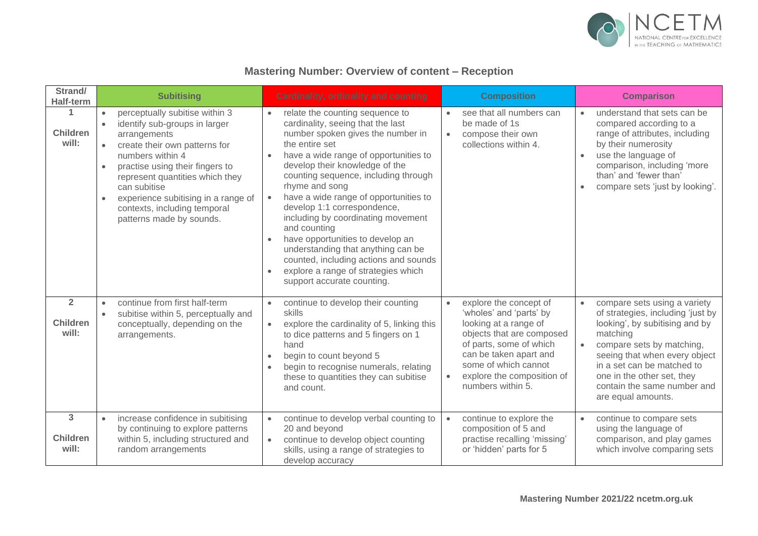## Mastering Number: Overview of content – Reception

| Strand/ Half-term | Subitising | Cardinality, ordinality and counting | Composition | Comparison |
|---|---|---|---|---|
| **1** **Children will:** | • perceptually subitise within 3<br>• identify sub-groups in larger arrangements<br>• create their own patterns for numbers within 4<br>• practise using their fingers to represent quantities which they can subitise<br>• experience subitising in a range of contexts, including temporal patterns made by sounds. | • relate the counting sequence to cardinality, seeing that the last number spoken gives the number in the entire set<br>• have a wide range of opportunities to develop their knowledge of the counting sequence, including through rhyme and song<br>• have a wide range of opportunities to develop 1:1 correspondence, including by coordinating movement and counting<br>• have opportunities to develop an understanding that anything can be counted, including actions and sounds<br>• explore a range of strategies which support accurate counting. | • see that all numbers can be made of 1s<br>• compose their own collections within 4. | • understand that sets can be compared according to a range of attributes, including by their numerosity<br>• use the language of comparison, including 'more than' and 'fewer than'<br>• compare sets 'just by looking'. |
| **2** **Children will:** | • continue from first half-term<br>• subitise within 5, perceptually and conceptually, depending on the arrangements. | • continue to develop their counting skills<br>• explore the cardinality of 5, linking this to dice patterns and 5 fingers on 1 hand<br>• begin to count beyond 5<br>• begin to recognise numerals, relating these to quantities they can subitise and count. | • explore the concept of 'wholes' and 'parts' by looking at a range of objects that are composed of parts, some of which can be taken apart and some of which cannot<br>• explore the composition of numbers within 5. | • compare sets using a variety of strategies, including 'just by looking', by subitising and by matching<br>• compare sets by matching, seeing that when every object in a set can be matched to one in the other set, they contain the same number and are equal amounts. |
| **3** **Children will:** | • increase confidence in subitising by continuing to explore patterns within 5, including structured and random arrangements | • continue to develop verbal counting to 20 and beyond<br>• continue to develop object counting skills, using a range of strategies to develop accuracy | • continue to explore the composition of 5 and practise recalling 'missing' or 'hidden' parts for 5 | • continue to compare sets using the language of comparison, and play games which involve comparing sets |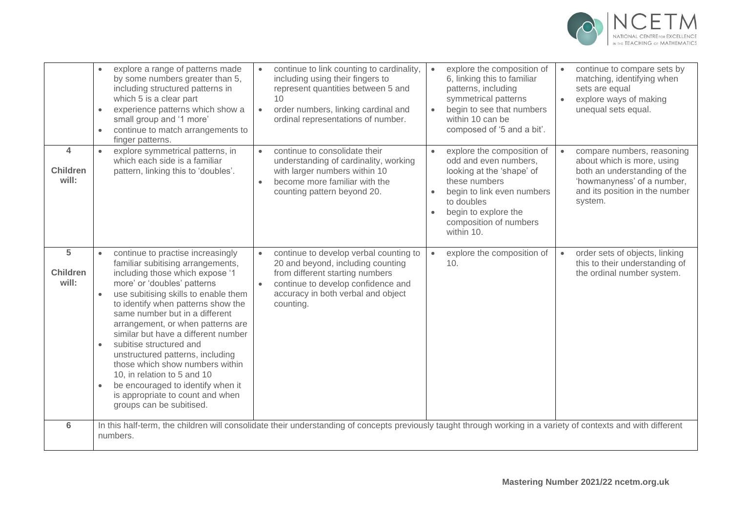| | | | | |
|---|---|---|---|---|
| | • explore a range of patterns made by some numbers greater than 5, including structured patterns in which 5 is a clear part<br>• experience patterns which show a small group and '1 more'<br>• continue to match arrangements to finger patterns. | • continue to link counting to cardinality, including using their fingers to represent quantities between 5 and 10<br>• order numbers, linking cardinal and ordinal representations of number. | • explore the composition of 6, linking this to familiar patterns, including symmetrical patterns<br>• begin to see that numbers within 10 can be composed of '5 and a bit'. | • continue to compare sets by matching, identifying when sets are equal<br>• explore ways of making unequal sets equal. |
| **4**<br>**Children will:** | • explore symmetrical patterns, in which each side is a familiar pattern, linking this to 'doubles'. | • continue to consolidate their understanding of cardinality, working with larger numbers within 10<br>• become more familiar with the counting pattern beyond 20. | • explore the composition of odd and even numbers, looking at the 'shape' of these numbers<br>• begin to link even numbers to doubles<br>• begin to explore the composition of numbers within 10. | • compare numbers, reasoning about which is more, using both an understanding of the 'howmanyness' of a number, and its position in the number system. |
| **5**<br>**Children will:** | • continue to practise increasingly familiar subitising arrangements, including those which expose '1 more' or 'doubles' patterns<br>• use subitising skills to enable them to identify when patterns show the same number but in a different arrangement, or when patterns are similar but have a different number<br>• subitise structured and unstructured patterns, including those which show numbers within 10, in relation to 5 and 10<br>• be encouraged to identify when it is appropriate to count and when groups can be subitised. | • continue to develop verbal counting to 20 and beyond, including counting from different starting numbers<br>• continue to develop confidence and accuracy in both verbal and object counting. | • explore the composition of 10. | • order sets of objects, linking this to their understanding of the ordinal number system. |
| **6** | In this half-term, the children will consolidate their understanding of concepts previously taught through working in a variety of contexts and with different numbers. | | | |